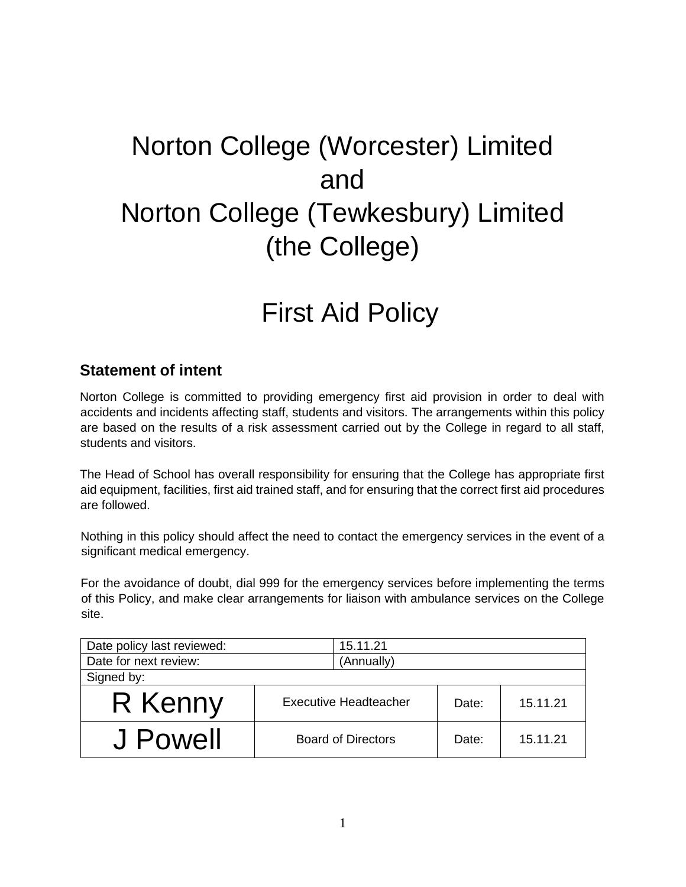# Norton College (Worcester) Limited and Norton College (Tewkesbury) Limited (the College)

# First Aid Policy

## Statement of intent

Norton College is committed to providing emergency first aid provision in order to deal with accidents and incidents affecting staff, students and visitors. The arrangements within this policy are based on the results of a risk assessment carried out by the College in regard to all staff, students and visitors.

The Head of School has overall responsibility for ensuring that the College has appropriate first aid equipment, facilities, first aid trained staff, and for ensuring that the correct first aid procedures are followed.

Nothing in this policy should affect the need to contact the emergency services in the event of a significant medical emergency.

For the avoidance of doubt, dial 999 for the emergency services before implementing the terms of this Policy, and make clear arrangements for liaison with ambulance services on the College site.

| Date policy last reviewed: | | 15.11.21 | |
|---|---|---|---|
| Date for next review: | | (Annually) | |
| Signed by: | | | |
| R Kenny | Executive Headteacher | Date: | 15.11.21 |
| J Powell | Board of Directors | Date: | 15.11.21 |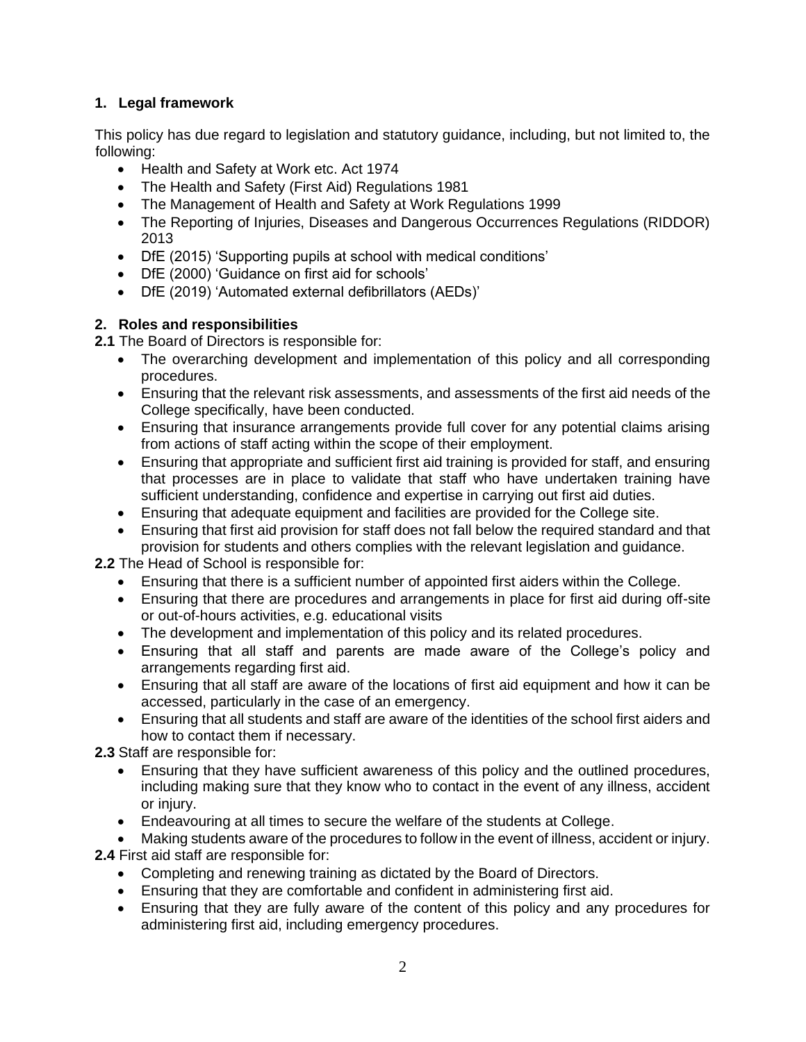## 1. Legal framework

This policy has due regard to legislation and statutory guidance, including, but not limited to, the following:

- Health and Safety at Work etc. Act 1974
- The Health and Safety (First Aid) Regulations 1981
- The Management of Health and Safety at Work Regulations 1999
- The Reporting of Injuries, Diseases and Dangerous Occurrences Regulations (RIDDOR) 2013
- DfE (2015) 'Supporting pupils at school with medical conditions'
- DfE (2000) 'Guidance on first aid for schools'
- DfE (2019) 'Automated external defibrillators (AEDs)'

## 2. Roles and responsibilities

**2.1** The Board of Directors is responsible for:

- The overarching development and implementation of this policy and all corresponding procedures.
- Ensuring that the relevant risk assessments, and assessments of the first aid needs of the College specifically, have been conducted.
- Ensuring that insurance arrangements provide full cover for any potential claims arising from actions of staff acting within the scope of their employment.
- Ensuring that appropriate and sufficient first aid training is provided for staff, and ensuring that processes are in place to validate that staff who have undertaken training have sufficient understanding, confidence and expertise in carrying out first aid duties.
- Ensuring that adequate equipment and facilities are provided for the College site.
- Ensuring that first aid provision for staff does not fall below the required standard and that provision for students and others complies with the relevant legislation and guidance.

**2.2** The Head of School is responsible for:

- Ensuring that there is a sufficient number of appointed first aiders within the College.
- Ensuring that there are procedures and arrangements in place for first aid during off-site or out-of-hours activities, e.g. educational visits
- The development and implementation of this policy and its related procedures.
- Ensuring that all staff and parents are made aware of the College's policy and arrangements regarding first aid.
- Ensuring that all staff are aware of the locations of first aid equipment and how it can be accessed, particularly in the case of an emergency.
- Ensuring that all students and staff are aware of the identities of the school first aiders and how to contact them if necessary.

**2.3** Staff are responsible for:

- Ensuring that they have sufficient awareness of this policy and the outlined procedures, including making sure that they know who to contact in the event of any illness, accident or injury.
- Endeavouring at all times to secure the welfare of the students at College.
- Making students aware of the procedures to follow in the event of illness, accident or injury.

**2.4** First aid staff are responsible for:

- Completing and renewing training as dictated by the Board of Directors.
- Ensuring that they are comfortable and confident in administering first aid.
- Ensuring that they are fully aware of the content of this policy and any procedures for administering first aid, including emergency procedures.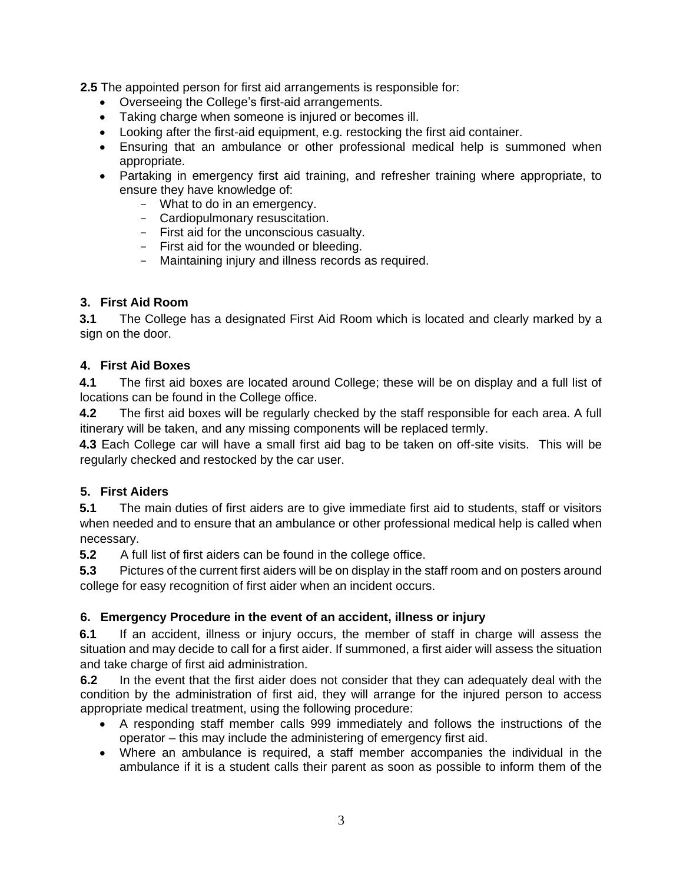**2.5** The appointed person for first aid arrangements is responsible for:

- Overseeing the College's first-aid arrangements.
- Taking charge when someone is injured or becomes ill.
- Looking after the first-aid equipment, e.g. restocking the first aid container.
- Ensuring that an ambulance or other professional medical help is summoned when appropriate.
- Partaking in emergency first aid training, and refresher training where appropriate, to ensure they have knowledge of:
  - What to do in an emergency.
  - Cardiopulmonary resuscitation.
  - First aid for the unconscious casualty.
  - First aid for the wounded or bleeding.
  - Maintaining injury and illness records as required.

## 3. First Aid Room

**3.1** The College has a designated First Aid Room which is located and clearly marked by a sign on the door.

## 4. First Aid Boxes

**4.1** The first aid boxes are located around College; these will be on display and a full list of locations can be found in the College office.

**4.2** The first aid boxes will be regularly checked by the staff responsible for each area. A full itinerary will be taken, and any missing components will be replaced termly.

**4.3** Each College car will have a small first aid bag to be taken on off-site visits. This will be regularly checked and restocked by the car user.

## 5. First Aiders

**5.1** The main duties of first aiders are to give immediate first aid to students, staff or visitors when needed and to ensure that an ambulance or other professional medical help is called when necessary.

**5.2** A full list of first aiders can be found in the college office.

**5.3** Pictures of the current first aiders will be on display in the staff room and on posters around college for easy recognition of first aider when an incident occurs.

## 6. Emergency Procedure in the event of an accident, illness or injury

**6.1** If an accident, illness or injury occurs, the member of staff in charge will assess the situation and may decide to call for a first aider. If summoned, a first aider will assess the situation and take charge of first aid administration.

**6.2** In the event that the first aider does not consider that they can adequately deal with the condition by the administration of first aid, they will arrange for the injured person to access appropriate medical treatment, using the following procedure:

- A responding staff member calls 999 immediately and follows the instructions of the operator – this may include the administering of emergency first aid.
- Where an ambulance is required, a staff member accompanies the individual in the ambulance if it is a student calls their parent as soon as possible to inform them of the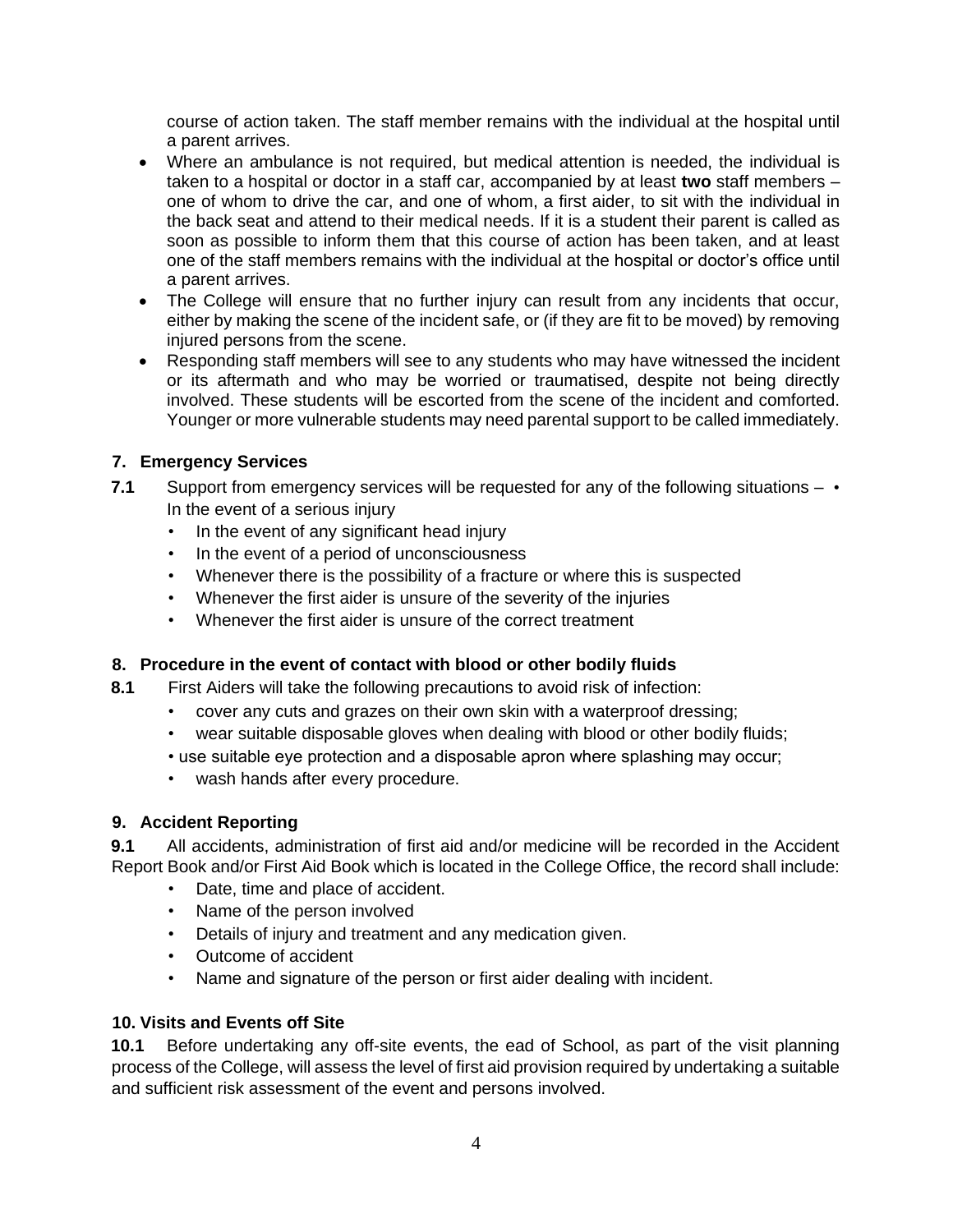course of action taken. The staff member remains with the individual at the hospital until a parent arrives.

- Where an ambulance is not required, but medical attention is needed, the individual is taken to a hospital or doctor in a staff car, accompanied by at least **two** staff members – one of whom to drive the car, and one of whom, a first aider, to sit with the individual in the back seat and attend to their medical needs. If it is a student their parent is called as soon as possible to inform them that this course of action has been taken, and at least one of the staff members remains with the individual at the hospital or doctor's office until a parent arrives.
- The College will ensure that no further injury can result from any incidents that occur, either by making the scene of the incident safe, or (if they are fit to be moved) by removing injured persons from the scene.
- Responding staff members will see to any students who may have witnessed the incident or its aftermath and who may be worried or traumatised, despite not being directly involved. These students will be escorted from the scene of the incident and comforted. Younger or more vulnerable students may need parental support to be called immediately.

## 7. Emergency Services

**7.1** Support from emergency services will be requested for any of the following situations –

- In the event of a serious injury
- In the event of any significant head injury
- In the event of a period of unconsciousness
- Whenever there is the possibility of a fracture or where this is suspected
- Whenever the first aider is unsure of the severity of the injuries
- Whenever the first aider is unsure of the correct treatment

## 8. Procedure in the event of contact with blood or other bodily fluids

**8.1** First Aiders will take the following precautions to avoid risk of infection:

- cover any cuts and grazes on their own skin with a waterproof dressing;
- wear suitable disposable gloves when dealing with blood or other bodily fluids;
- use suitable eye protection and a disposable apron where splashing may occur;
- wash hands after every procedure.

## 9. Accident Reporting

**9.1** All accidents, administration of first aid and/or medicine will be recorded in the Accident Report Book and/or First Aid Book which is located in the College Office, the record shall include:

- Date, time and place of accident.
- Name of the person involved
- Details of injury and treatment and any medication given.
- Outcome of accident
- Name and signature of the person or first aider dealing with incident.

## 10. Visits and Events off Site

**10.1** Before undertaking any off-site events, the ead of School, as part of the visit planning process of the College, will assess the level of first aid provision required by undertaking a suitable and sufficient risk assessment of the event and persons involved.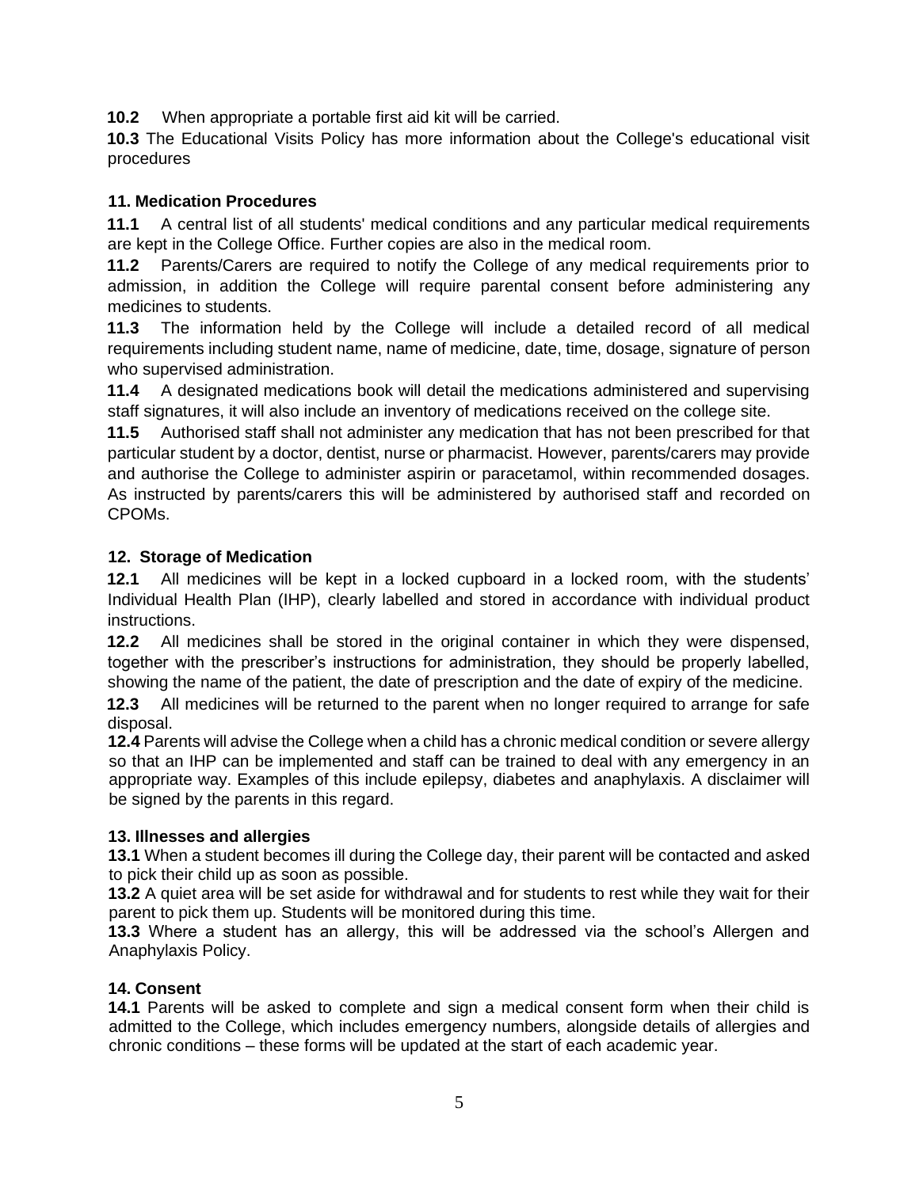**10.2** When appropriate a portable first aid kit will be carried.

**10.3** The Educational Visits Policy has more information about the College's educational visit procedures

## 11. Medication Procedures

**11.1** A central list of all students' medical conditions and any particular medical requirements are kept in the College Office. Further copies are also in the medical room.

**11.2** Parents/Carers are required to notify the College of any medical requirements prior to admission, in addition the College will require parental consent before administering any medicines to students.

**11.3** The information held by the College will include a detailed record of all medical requirements including student name, name of medicine, date, time, dosage, signature of person who supervised administration.

**11.4** A designated medications book will detail the medications administered and supervising staff signatures, it will also include an inventory of medications received on the college site.

**11.5** Authorised staff shall not administer any medication that has not been prescribed for that particular student by a doctor, dentist, nurse or pharmacist. However, parents/carers may provide and authorise the College to administer aspirin or paracetamol, within recommended dosages. As instructed by parents/carers this will be administered by authorised staff and recorded on CPOMs.

## 12. Storage of Medication

**12.1** All medicines will be kept in a locked cupboard in a locked room, with the students' Individual Health Plan (IHP), clearly labelled and stored in accordance with individual product instructions.

**12.2** All medicines shall be stored in the original container in which they were dispensed, together with the prescriber's instructions for administration, they should be properly labelled, showing the name of the patient, the date of prescription and the date of expiry of the medicine.

**12.3** All medicines will be returned to the parent when no longer required to arrange for safe disposal.

**12.4** Parents will advise the College when a child has a chronic medical condition or severe allergy so that an IHP can be implemented and staff can be trained to deal with any emergency in an appropriate way. Examples of this include epilepsy, diabetes and anaphylaxis. A disclaimer will be signed by the parents in this regard.

## 13. Illnesses and allergies

**13.1** When a student becomes ill during the College day, their parent will be contacted and asked to pick their child up as soon as possible.

**13.2** A quiet area will be set aside for withdrawal and for students to rest while they wait for their parent to pick them up. Students will be monitored during this time.

**13.3** Where a student has an allergy, this will be addressed via the school's Allergen and Anaphylaxis Policy.

## 14. Consent

**14.1** Parents will be asked to complete and sign a medical consent form when their child is admitted to the College, which includes emergency numbers, alongside details of allergies and chronic conditions – these forms will be updated at the start of each academic year.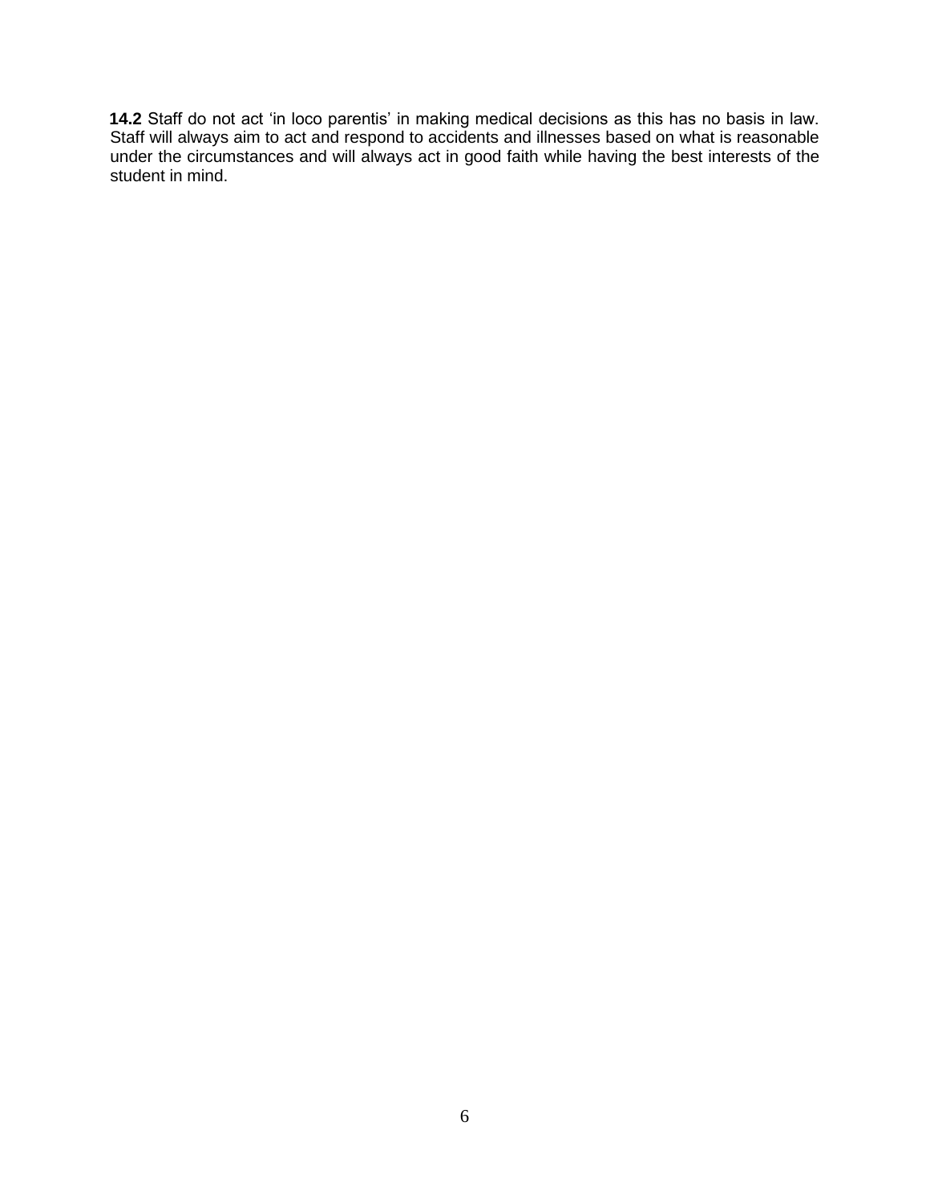**14.2** Staff do not act 'in loco parentis' in making medical decisions as this has no basis in law. Staff will always aim to act and respond to accidents and illnesses based on what is reasonable under the circumstances and will always act in good faith while having the best interests of the student in mind.